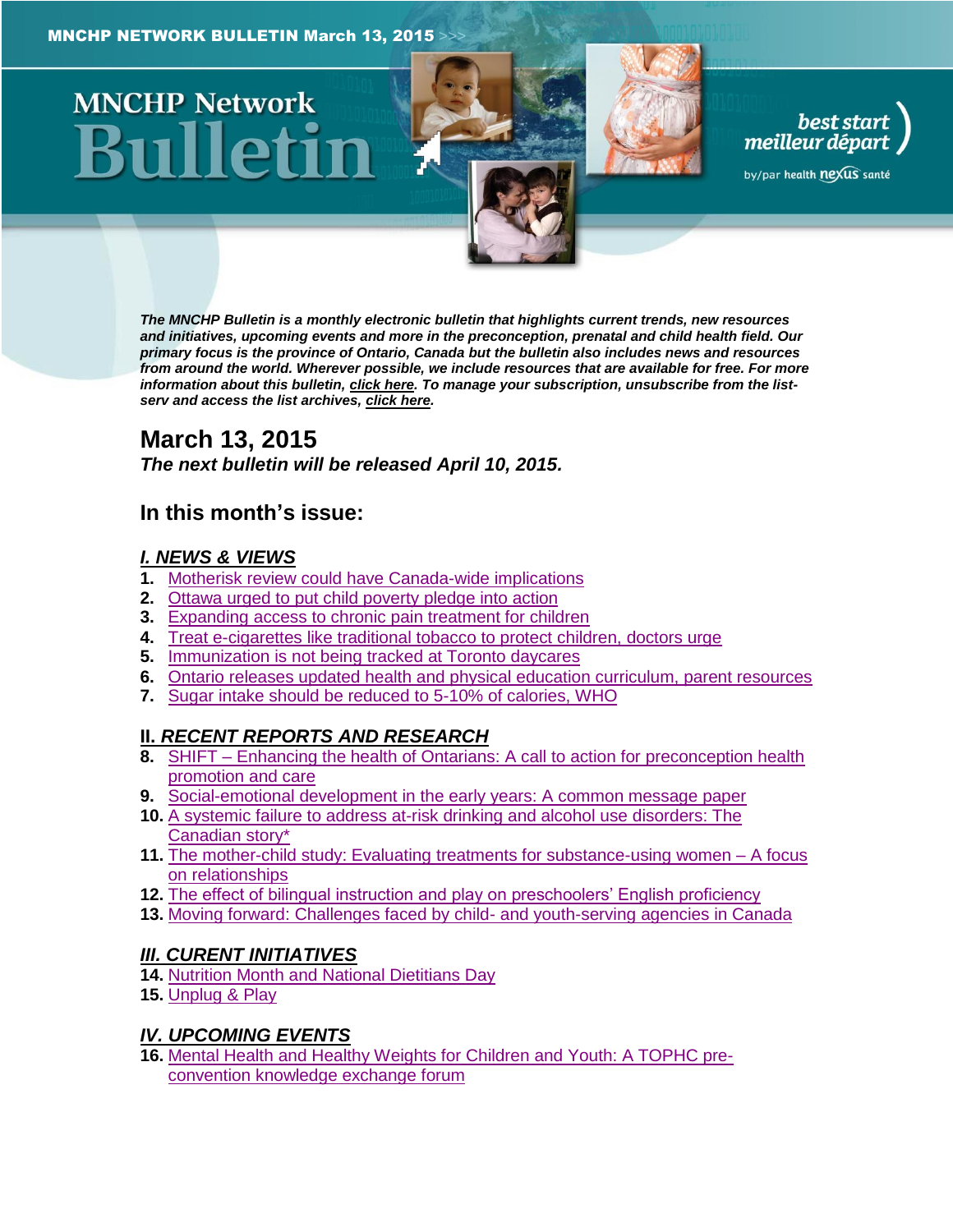MNCHP NETWORK BULLETIN March 13, 2015 >>>

# MNCHP Network Bulletin

best start meilleur départ

by/par health nexus santé

*The MNCHP Bulletin is a monthly electronic bulletin that highlights current trends, new resources and initiatives, upcoming events and more in the preconception, prenatal and child health field. Our primary focus is the province of Ontario, Canada but the bulletin also includes news and resources from around the world. Wherever possible, we include resources that are available for free. For more information about this bulletin, click here. To manage your subscription, unsubscribe from the list-serv and access the list archives, click here.*

## March 13, 2015

***The next bulletin will be released April 10, 2015.***

## In this month's issue:

### *I. NEWS & VIEWS*

1. Motherisk review could have Canada-wide implications
2. Ottawa urged to put child poverty pledge into action
3. Expanding access to chronic pain treatment for children
4. Treat e-cigarettes like traditional tobacco to protect children, doctors urge
5. Immunization is not being tracked at Toronto daycares
6. Ontario releases updated health and physical education curriculum, parent resources
7. Sugar intake should be reduced to 5-10% of calories, WHO

### *II. RECENT REPORTS AND RESEARCH*

8. SHIFT – Enhancing the health of Ontarians: A call to action for preconception health promotion and care
9. Social-emotional development in the early years: A common message paper
10. A systemic failure to address at-risk drinking and alcohol use disorders: The Canadian story*
11. The mother-child study: Evaluating treatments for substance-using women – A focus on relationships
12. The effect of bilingual instruction and play on preschoolers' English proficiency
13. Moving forward: Challenges faced by child- and youth-serving agencies in Canada

### *III. CURENT INITIATIVES*

14. Nutrition Month and National Dietitians Day
15. Unplug & Play

### *IV. UPCOMING EVENTS*

16. Mental Health and Healthy Weights for Children and Youth: A TOPHC pre-convention knowledge exchange forum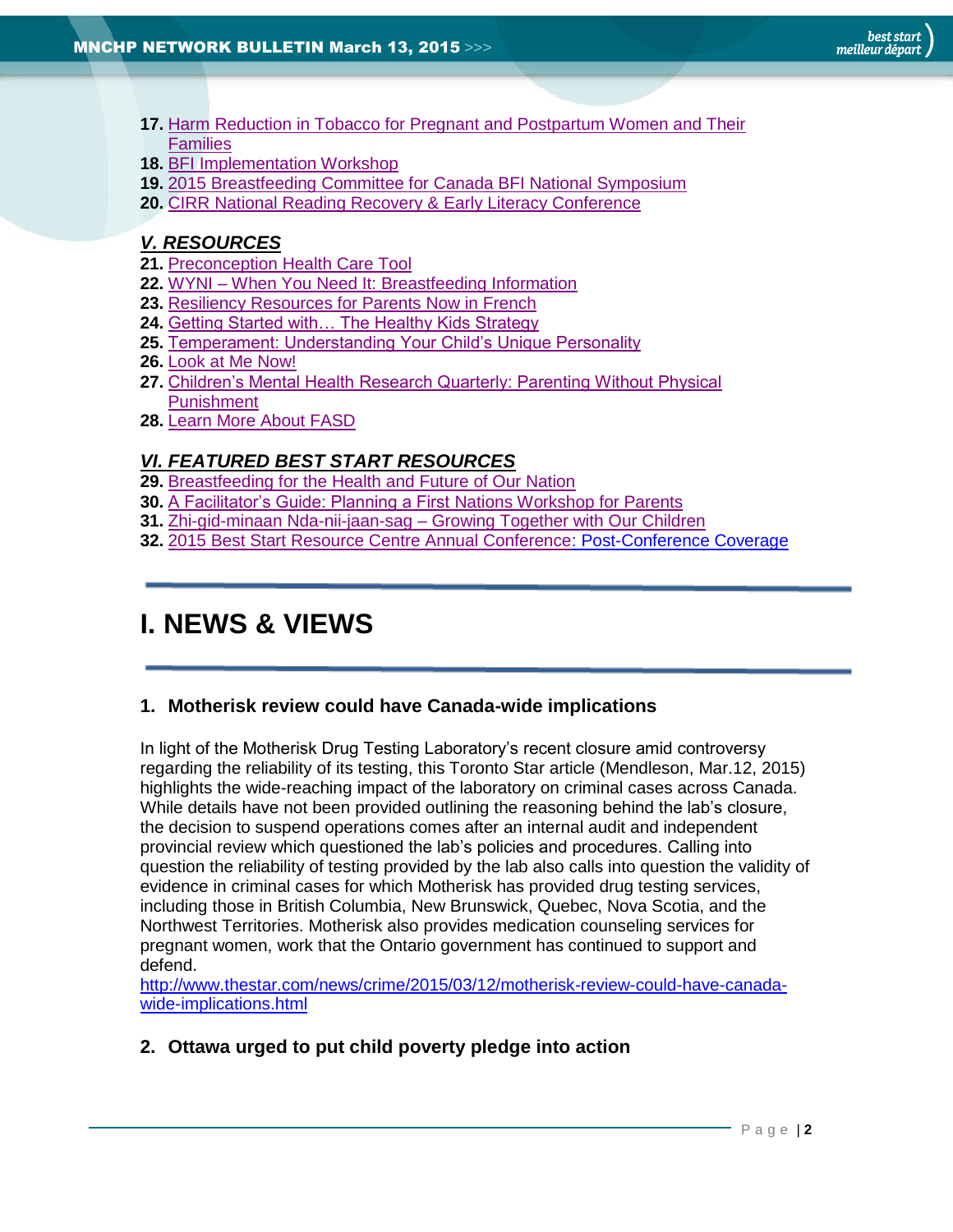**17.** Harm Reduction in Tobacco for Pregnant and Postpartum Women and Their Families
**18.** BFI Implementation Workshop
**19.** 2015 Breastfeeding Committee for Canada BFI National Symposium
**20.** CIRR National Reading Recovery & Early Literacy Conference

## *V. RESOURCES*

**21.** Preconception Health Care Tool
**22.** WYNI – When You Need It: Breastfeeding Information
**23.** Resiliency Resources for Parents Now in French
**24.** Getting Started with… The Healthy Kids Strategy
**25.** Temperament: Understanding Your Child's Unique Personality
**26.** Look at Me Now!
**27.** Children's Mental Health Research Quarterly: Parenting Without Physical Punishment
**28.** Learn More About FASD

## *VI. FEATURED BEST START RESOURCES*

**29.** Breastfeeding for the Health and Future of Our Nation
**30.** A Facilitator's Guide: Planning a First Nations Workshop for Parents
**31.** Zhi-gid-minaan Nda-nii-jaan-sag – Growing Together with Our Children
**32.** 2015 Best Start Resource Centre Annual Conference: Post-Conference Coverage

---

# I. NEWS & VIEWS

---

### 1. Motherisk review could have Canada-wide implications

In light of the Motherisk Drug Testing Laboratory's recent closure amid controversy regarding the reliability of its testing, this Toronto Star article (Mendleson, Mar.12, 2015) highlights the wide-reaching impact of the laboratory on criminal cases across Canada. While details have not been provided outlining the reasoning behind the lab's closure, the decision to suspend operations comes after an internal audit and independent provincial review which questioned the lab's policies and procedures. Calling into question the reliability of testing provided by the lab also calls into question the validity of evidence in criminal cases for which Motherisk has provided drug testing services, including those in British Columbia, New Brunswick, Quebec, Nova Scotia, and the Northwest Territories. Motherisk also provides medication counseling services for pregnant women, work that the Ontario government has continued to support and defend.
http://www.thestar.com/news/crime/2015/03/12/motherisk-review-could-have-canada-wide-implications.html

### 2. Ottawa urged to put child poverty pledge into action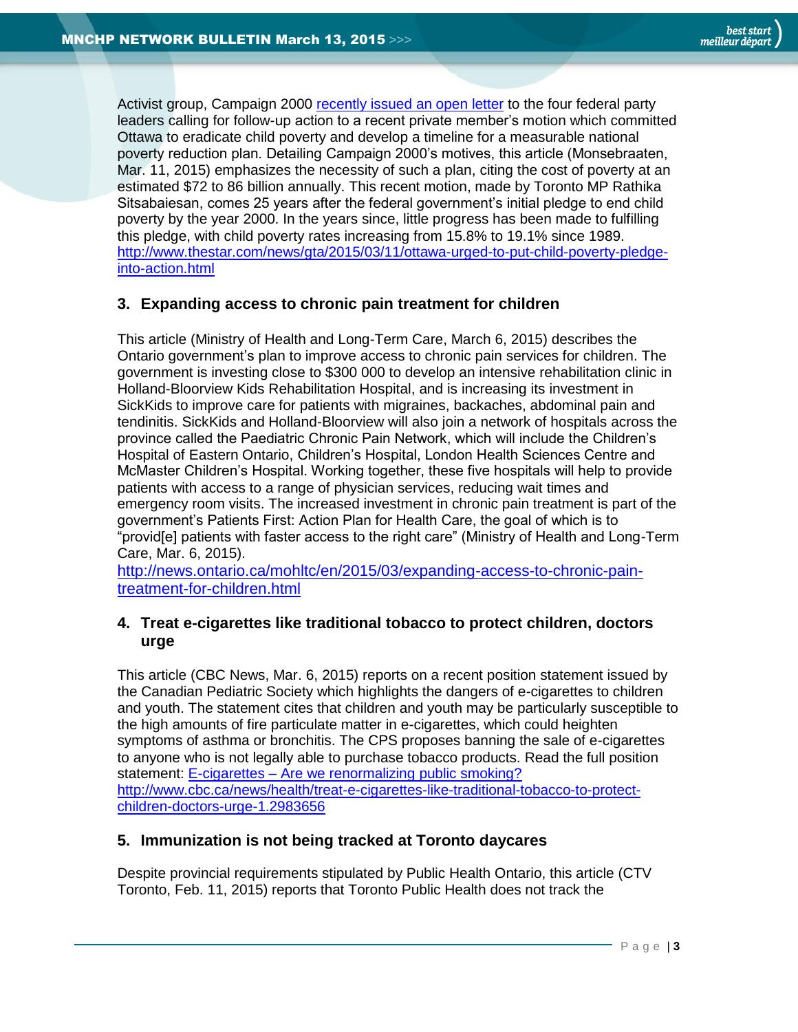Activist group, Campaign 2000 [recently issued an open letter](#) to the four federal party leaders calling for follow-up action to a recent private member's motion which committed Ottawa to eradicate child poverty and develop a timeline for a measurable national poverty reduction plan. Detailing Campaign 2000's motives, this article (Monsebraaten, Mar. 11, 2015) emphasizes the necessity of such a plan, citing the cost of poverty at an estimated $72 to 86 billion annually. This recent motion, made by Toronto MP Rathika Sitsabaiesan, comes 25 years after the federal government's initial pledge to end child poverty by the year 2000. In the years since, little progress has been made to fulfilling this pledge, with child poverty rates increasing from 15.8% to 19.1% since 1989.
http://www.thestar.com/news/gta/2015/03/11/ottawa-urged-to-put-child-poverty-pledge-into-action.html

### 3. Expanding access to chronic pain treatment for children

This article (Ministry of Health and Long-Term Care, March 6, 2015) describes the Ontario government's plan to improve access to chronic pain services for children. The government is investing close to $300 000 to develop an intensive rehabilitation clinic in Holland-Bloorview Kids Rehabilitation Hospital, and is increasing its investment in SickKids to improve care for patients with migraines, backaches, abdominal pain and tendinitis. SickKids and Holland-Bloorview will also join a network of hospitals across the province called the Paediatric Chronic Pain Network, which will include the Children's Hospital of Eastern Ontario, Children's Hospital, London Health Sciences Centre and McMaster Children's Hospital. Working together, these five hospitals will help to provide patients with access to a range of physician services, reducing wait times and emergency room visits. The increased investment in chronic pain treatment is part of the government's Patients First: Action Plan for Health Care, the goal of which is to "provid[e] patients with faster access to the right care" (Ministry of Health and Long-Term Care, Mar. 6, 2015).
http://news.ontario.ca/mohltc/en/2015/03/expanding-access-to-chronic-pain-treatment-for-children.html

### 4. Treat e-cigarettes like traditional tobacco to protect children, doctors urge

This article (CBC News, Mar. 6, 2015) reports on a recent position statement issued by the Canadian Pediatric Society which highlights the dangers of e-cigarettes to children and youth. The statement cites that children and youth may be particularly susceptible to the high amounts of fire particulate matter in e-cigarettes, which could heighten symptoms of asthma or bronchitis. The CPS proposes banning the sale of e-cigarettes to anyone who is not legally able to purchase tobacco products. Read the full position statement: [E-cigarettes – Are we renormalizing public smoking?](#)
http://www.cbc.ca/news/health/treat-e-cigarettes-like-traditional-tobacco-to-protect-children-doctors-urge-1.2983656

### 5. Immunization is not being tracked at Toronto daycares

Despite provincial requirements stipulated by Public Health Ontario, this article (CTV Toronto, Feb. 11, 2015) reports that Toronto Public Health does not track the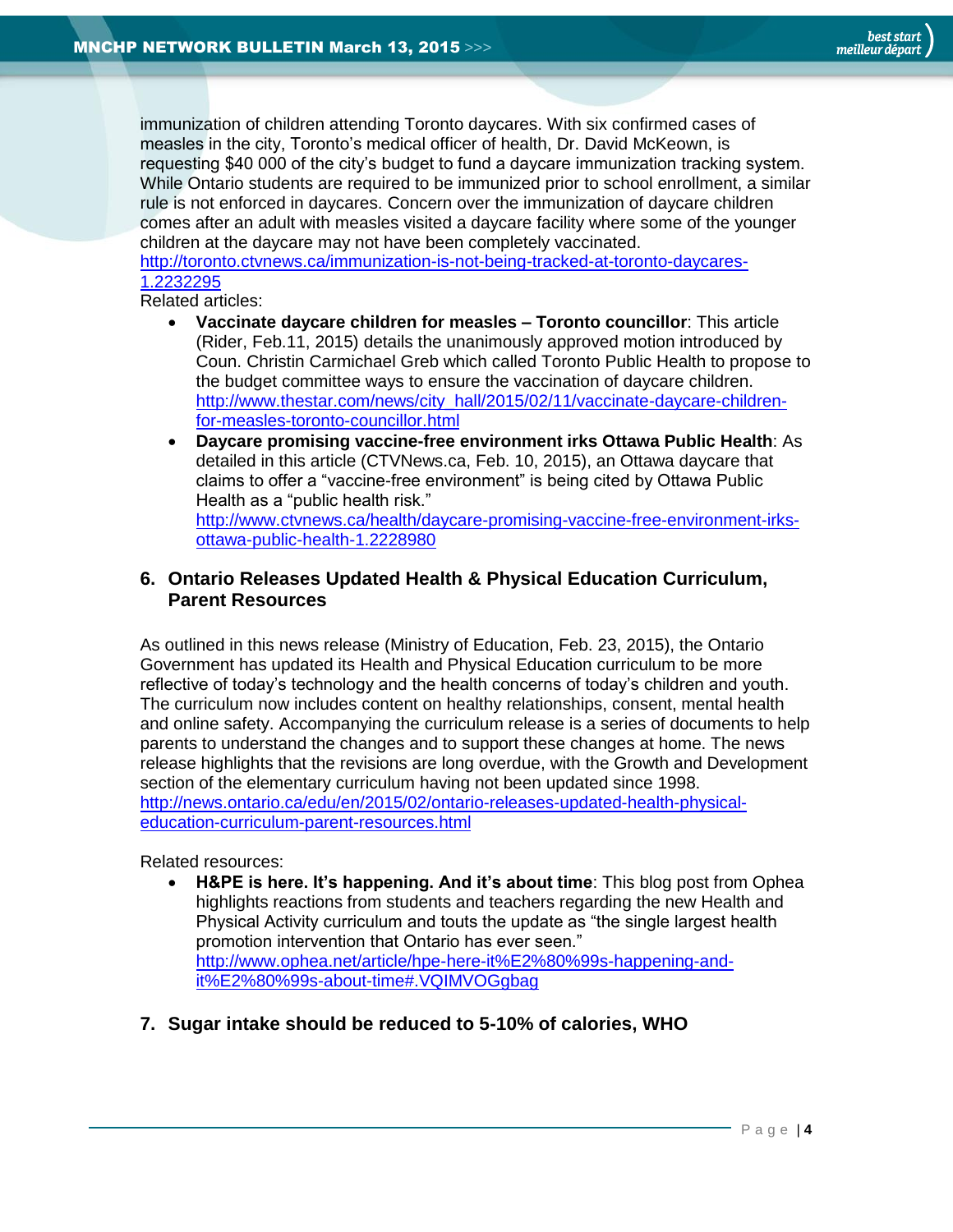immunization of children attending Toronto daycares. With six confirmed cases of measles in the city, Toronto's medical officer of health, Dr. David McKeown, is requesting $40 000 of the city's budget to fund a daycare immunization tracking system. While Ontario students are required to be immunized prior to school enrollment, a similar rule is not enforced in daycares. Concern over the immunization of daycare children comes after an adult with measles visited a daycare facility where some of the younger children at the daycare may not have been completely vaccinated.
http://toronto.ctvnews.ca/immunization-is-not-being-tracked-at-toronto-daycares-1.2232295

Related articles:

- **Vaccinate daycare children for measles – Toronto councillor**: This article (Rider, Feb.11, 2015) details the unanimously approved motion introduced by Coun. Christin Carmichael Greb which called Toronto Public Health to propose to the budget committee ways to ensure the vaccination of daycare children.
http://www.thestar.com/news/city_hall/2015/02/11/vaccinate-daycare-children-for-measles-toronto-councillor.html
- **Daycare promising vaccine-free environment irks Ottawa Public Health**: As detailed in this article (CTVNews.ca, Feb. 10, 2015), an Ottawa daycare that claims to offer a "vaccine-free environment" is being cited by Ottawa Public Health as a "public health risk."
http://www.ctvnews.ca/health/daycare-promising-vaccine-free-environment-irks-ottawa-public-health-1.2228980

## 6. Ontario Releases Updated Health & Physical Education Curriculum, Parent Resources

As outlined in this news release (Ministry of Education, Feb. 23, 2015), the Ontario Government has updated its Health and Physical Education curriculum to be more reflective of today's technology and the health concerns of today's children and youth. The curriculum now includes content on healthy relationships, consent, mental health and online safety. Accompanying the curriculum release is a series of documents to help parents to understand the changes and to support these changes at home. The news release highlights that the revisions are long overdue, with the Growth and Development section of the elementary curriculum having not been updated since 1998.
http://news.ontario.ca/edu/en/2015/02/ontario-releases-updated-health-physical-education-curriculum-parent-resources.html

Related resources:

- **H&PE is here. It's happening. And it's about time**: This blog post from Ophea highlights reactions from students and teachers regarding the new Health and Physical Activity curriculum and touts the update as "the single largest health promotion intervention that Ontario has ever seen."
http://www.ophea.net/article/hpe-here-it%E2%80%99s-happening-and-it%E2%80%99s-about-time#.VQIMVOGgbag

## 7. Sugar intake should be reduced to 5-10% of calories, WHO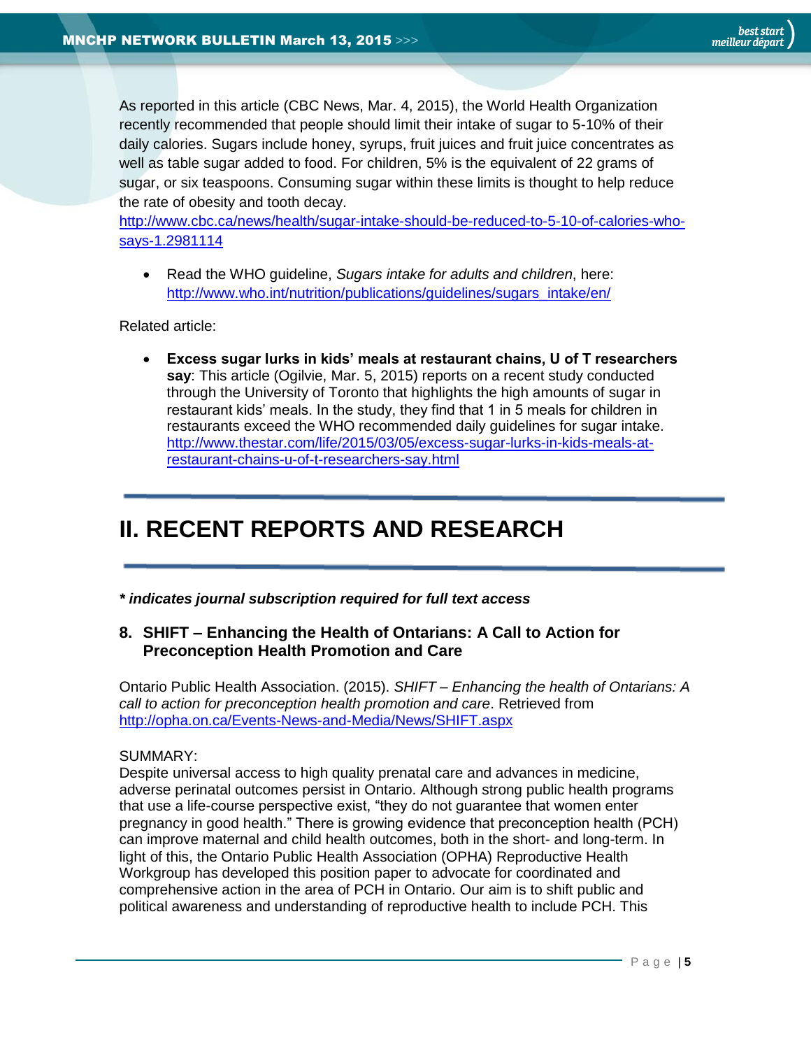As reported in this article (CBC News, Mar. 4, 2015), the World Health Organization recently recommended that people should limit their intake of sugar to 5-10% of their daily calories. Sugars include honey, syrups, fruit juices and fruit juice concentrates as well as table sugar added to food. For children, 5% is the equivalent of 22 grams of sugar, or six teaspoons. Consuming sugar within these limits is thought to help reduce the rate of obesity and tooth decay.
http://www.cbc.ca/news/health/sugar-intake-should-be-reduced-to-5-10-of-calories-who-says-1.2981114

- Read the WHO guideline, *Sugars intake for adults and children*, here: http://www.who.int/nutrition/publications/guidelines/sugars_intake/en/

Related article:

- **Excess sugar lurks in kids' meals at restaurant chains, U of T researchers say**: This article (Ogilvie, Mar. 5, 2015) reports on a recent study conducted through the University of Toronto that highlights the high amounts of sugar in restaurant kids' meals. In the study, they find that 1 in 5 meals for children in restaurants exceed the WHO recommended daily guidelines for sugar intake. http://www.thestar.com/life/2015/03/05/excess-sugar-lurks-in-kids-meals-at-restaurant-chains-u-of-t-researchers-say.html

---

# II. RECENT REPORTS AND RESEARCH

---

***\* indicates journal subscription required for full text access***

## 8. SHIFT – Enhancing the Health of Ontarians: A Call to Action for Preconception Health Promotion and Care

Ontario Public Health Association. (2015). *SHIFT – Enhancing the health of Ontarians: A call to action for preconception health promotion and care*. Retrieved from http://opha.on.ca/Events-News-and-Media/News/SHIFT.aspx

SUMMARY:
Despite universal access to high quality prenatal care and advances in medicine, adverse perinatal outcomes persist in Ontario. Although strong public health programs that use a life-course perspective exist, "they do not guarantee that women enter pregnancy in good health." There is growing evidence that preconception health (PCH) can improve maternal and child health outcomes, both in the short- and long-term. In light of this, the Ontario Public Health Association (OPHA) Reproductive Health Workgroup has developed this position paper to advocate for coordinated and comprehensive action in the area of PCH in Ontario. Our aim is to shift public and political awareness and understanding of reproductive health to include PCH. This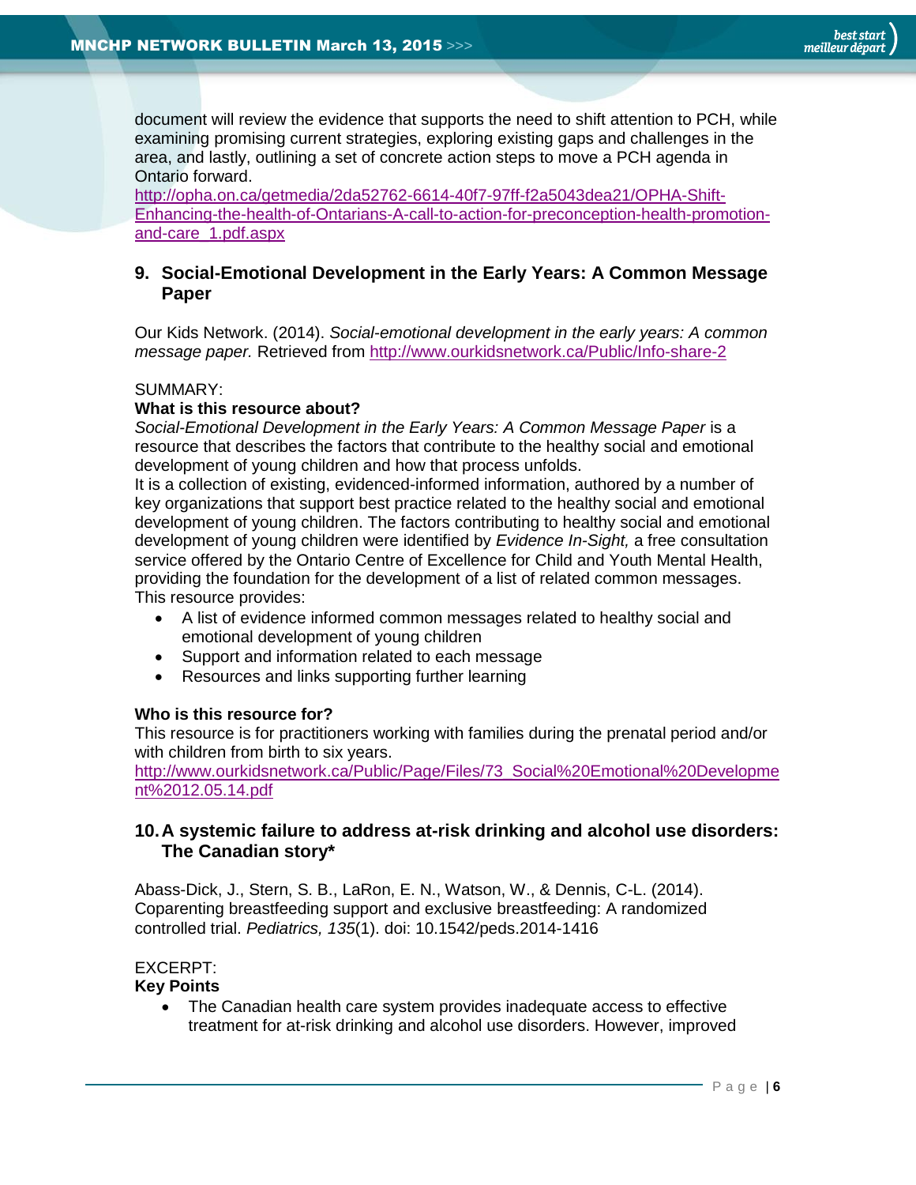document will review the evidence that supports the need to shift attention to PCH, while examining promising current strategies, exploring existing gaps and challenges in the area, and lastly, outlining a set of concrete action steps to move a PCH agenda in Ontario forward.
http://opha.on.ca/getmedia/2da52762-6614-40f7-97ff-f2a5043dea21/OPHA-Shift-Enhancing-the-health-of-Ontarians-A-call-to-action-for-preconception-health-promotion-and-care_1.pdf.aspx

### 9. Social-Emotional Development in the Early Years: A Common Message Paper

Our Kids Network. (2014). *Social-emotional development in the early years: A common message paper.* Retrieved from http://www.ourkidsnetwork.ca/Public/Info-share-2

SUMMARY:

**What is this resource about?**

*Social-Emotional Development in the Early Years: A Common Message Paper* is a resource that describes the factors that contribute to the healthy social and emotional development of young children and how that process unfolds.

It is a collection of existing, evidenced-informed information, authored by a number of key organizations that support best practice related to the healthy social and emotional development of young children. The factors contributing to healthy social and emotional development of young children were identified by *Evidence In-Sight,* a free consultation service offered by the Ontario Centre of Excellence for Child and Youth Mental Health, providing the foundation for the development of a list of related common messages.

This resource provides:

- A list of evidence informed common messages related to healthy social and emotional development of young children
- Support and information related to each message
- Resources and links supporting further learning

**Who is this resource for?**

This resource is for practitioners working with families during the prenatal period and/or with children from birth to six years.
http://www.ourkidsnetwork.ca/Public/Page/Files/73_Social%20Emotional%20Development%2012.05.14.pdf

### 10. A systemic failure to address at-risk drinking and alcohol use disorders: The Canadian story*

Abass-Dick, J., Stern, S. B., LaRon, E. N., Watson, W., & Dennis, C-L. (2014). Coparenting breastfeeding support and exclusive breastfeeding: A randomized controlled trial. *Pediatrics, 135*(1). doi: 10.1542/peds.2014-1416

EXCERPT:

**Key Points**

- The Canadian health care system provides inadequate access to effective treatment for at-risk drinking and alcohol use disorders. However, improved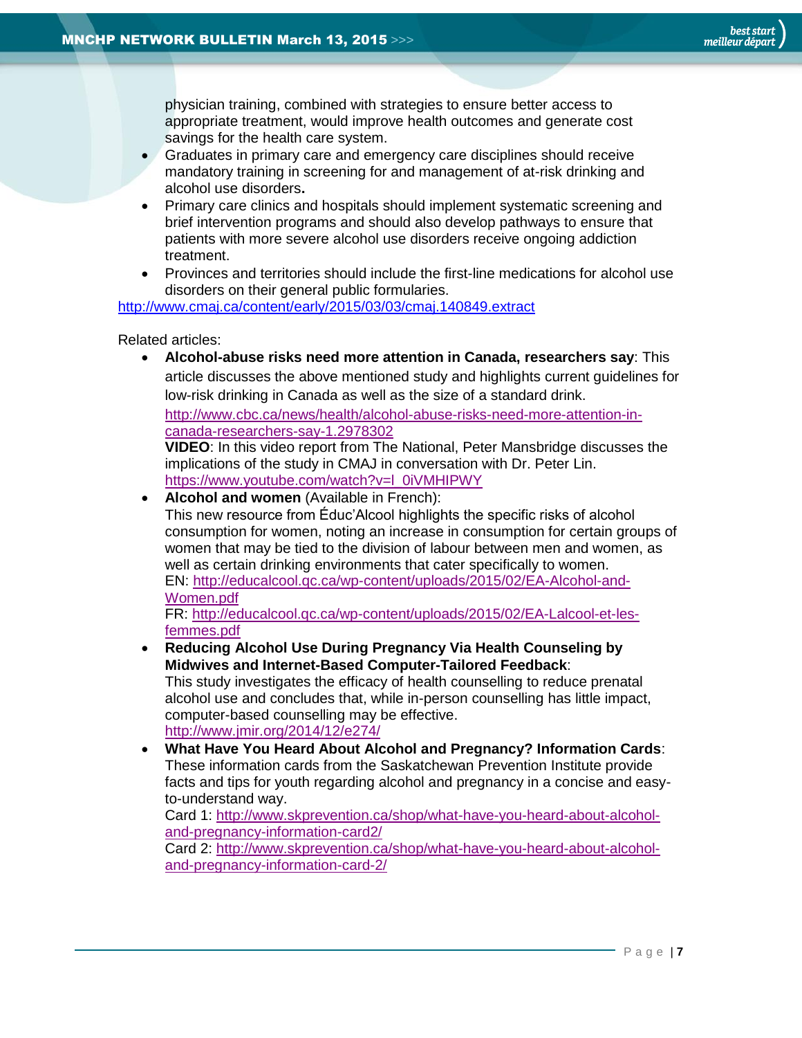physician training, combined with strategies to ensure better access to appropriate treatment, would improve health outcomes and generate cost savings for the health care system.

- Graduates in primary care and emergency care disciplines should receive mandatory training in screening for and management of at-risk drinking and alcohol use disorders**.**
- Primary care clinics and hospitals should implement systematic screening and brief intervention programs and should also develop pathways to ensure that patients with more severe alcohol use disorders receive ongoing addiction treatment.
- Provinces and territories should include the first-line medications for alcohol use disorders on their general public formularies.

http://www.cmaj.ca/content/early/2015/03/03/cmaj.140849.extract

Related articles:

- **Alcohol-abuse risks need more attention in Canada, researchers say**: This article discusses the above mentioned study and highlights current guidelines for low-risk drinking in Canada as well as the size of a standard drink.
  http://www.cbc.ca/news/health/alcohol-abuse-risks-need-more-attention-in-canada-researchers-say-1.2978302
  **VIDEO**: In this video report from The National, Peter Mansbridge discusses the implications of the study in CMAJ in conversation with Dr. Peter Lin.
  https://www.youtube.com/watch?v=l_0iVMHIPWY
- **Alcohol and women** (Available in French):
  This new resource from Éduc'Alcool highlights the specific risks of alcohol consumption for women, noting an increase in consumption for certain groups of women that may be tied to the division of labour between men and women, as well as certain drinking environments that cater specifically to women.
  EN: http://educalcool.qc.ca/wp-content/uploads/2015/02/EA-Alcohol-and-Women.pdf
  FR: http://educalcool.qc.ca/wp-content/uploads/2015/02/EA-Lalcool-et-les-femmes.pdf
- **Reducing Alcohol Use During Pregnancy Via Health Counseling by Midwives and Internet-Based Computer-Tailored Feedback**:
  This study investigates the efficacy of health counselling to reduce prenatal alcohol use and concludes that, while in-person counselling has little impact, computer-based counselling may be effective.
  http://www.jmir.org/2014/12/e274/
- **What Have You Heard About Alcohol and Pregnancy? Information Cards**:
  These information cards from the Saskatchewan Prevention Institute provide facts and tips for youth regarding alcohol and pregnancy in a concise and easy-to-understand way.
  Card 1: http://www.skprevention.ca/shop/what-have-you-heard-about-alcohol-and-pregnancy-information-card2/
  Card 2: http://www.skprevention.ca/shop/what-have-you-heard-about-alcohol-and-pregnancy-information-card-2/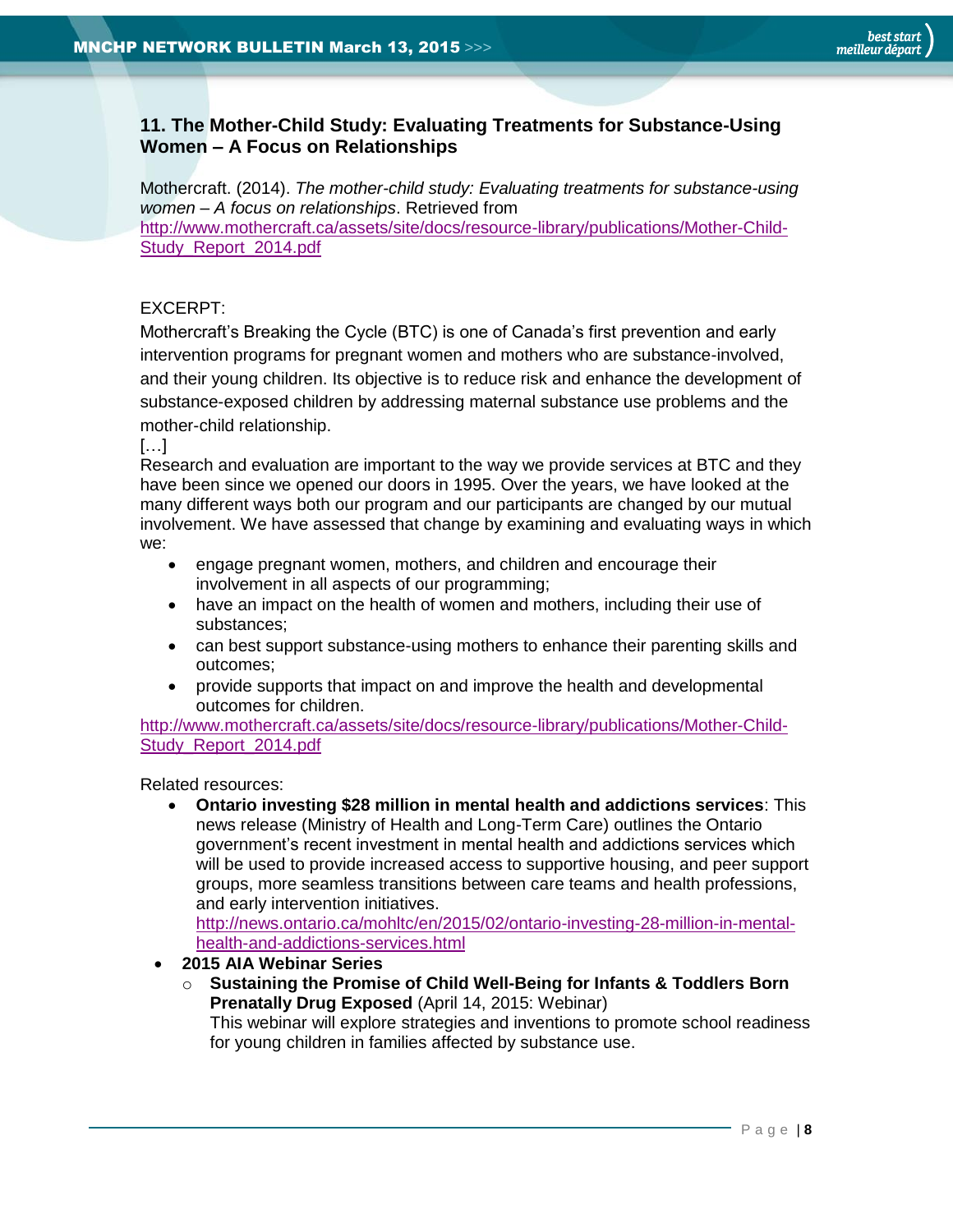### 11. The Mother-Child Study: Evaluating Treatments for Substance-Using Women – A Focus on Relationships

Mothercraft. (2014). *The mother-child study: Evaluating treatments for substance-using women – A focus on relationships*. Retrieved from http://www.mothercraft.ca/assets/site/docs/resource-library/publications/Mother-Child-Study_Report_2014.pdf

EXCERPT:

Mothercraft's Breaking the Cycle (BTC) is one of Canada's first prevention and early intervention programs for pregnant women and mothers who are substance-involved, and their young children. Its objective is to reduce risk and enhance the development of substance-exposed children by addressing maternal substance use problems and the mother-child relationship.

[…]

Research and evaluation are important to the way we provide services at BTC and they have been since we opened our doors in 1995. Over the years, we have looked at the many different ways both our program and our participants are changed by our mutual involvement. We have assessed that change by examining and evaluating ways in which we:

- engage pregnant women, mothers, and children and encourage their involvement in all aspects of our programming;
- have an impact on the health of women and mothers, including their use of substances;
- can best support substance-using mothers to enhance their parenting skills and outcomes;
- provide supports that impact on and improve the health and developmental outcomes for children.

http://www.mothercraft.ca/assets/site/docs/resource-library/publications/Mother-Child-Study_Report_2014.pdf

Related resources:

- **Ontario investing $28 million in mental health and addictions services**: This news release (Ministry of Health and Long-Term Care) outlines the Ontario government's recent investment in mental health and addictions services which will be used to provide increased access to supportive housing, and peer support groups, more seamless transitions between care teams and health professions, and early intervention initiatives.
  http://news.ontario.ca/mohltc/en/2015/02/ontario-investing-28-million-in-mental-health-and-addictions-services.html
- **2015 AIA Webinar Series**
  - **Sustaining the Promise of Child Well-Being for Infants & Toddlers Born Prenatally Drug Exposed** (April 14, 2015: Webinar)
    This webinar will explore strategies and inventions to promote school readiness for young children in families affected by substance use.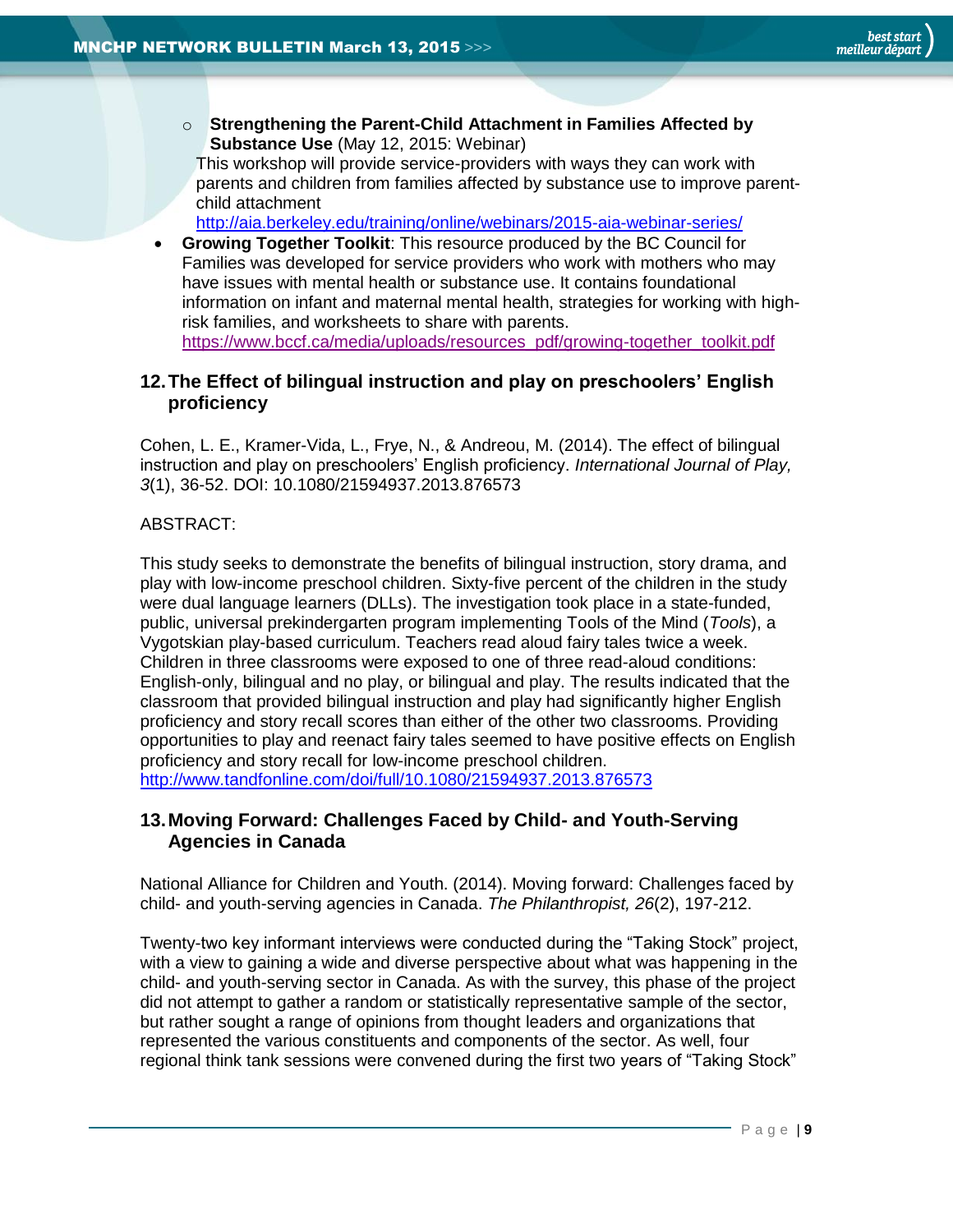- **Strengthening the Parent-Child Attachment in Families Affected by Substance Use** (May 12, 2015: Webinar)
  This workshop will provide service-providers with ways they can work with parents and children from families affected by substance use to improve parent-child attachment
  http://aia.berkeley.edu/training/online/webinars/2015-aia-webinar-series/
- **Growing Together Toolkit**: This resource produced by the BC Council for Families was developed for service providers who work with mothers who may have issues with mental health or substance use. It contains foundational information on infant and maternal mental health, strategies for working with high-risk families, and worksheets to share with parents.
  https://www.bccf.ca/media/uploads/resources_pdf/growing-together_toolkit.pdf

## 12. The Effect of bilingual instruction and play on preschoolers' English proficiency

Cohen, L. E., Kramer-Vida, L., Frye, N., & Andreou, M. (2014). The effect of bilingual instruction and play on preschoolers' English proficiency. *International Journal of Play, 3*(1), 36-52. DOI: 10.1080/21594937.2013.876573

ABSTRACT:

This study seeks to demonstrate the benefits of bilingual instruction, story drama, and play with low-income preschool children. Sixty-five percent of the children in the study were dual language learners (DLLs). The investigation took place in a state-funded, public, universal prekindergarten program implementing Tools of the Mind (*Tools*), a Vygotskian play-based curriculum. Teachers read aloud fairy tales twice a week. Children in three classrooms were exposed to one of three read-aloud conditions: English-only, bilingual and no play, or bilingual and play. The results indicated that the classroom that provided bilingual instruction and play had significantly higher English proficiency and story recall scores than either of the other two classrooms. Providing opportunities to play and reenact fairy tales seemed to have positive effects on English proficiency and story recall for low-income preschool children.
http://www.tandfonline.com/doi/full/10.1080/21594937.2013.876573

## 13. Moving Forward: Challenges Faced by Child- and Youth-Serving Agencies in Canada

National Alliance for Children and Youth. (2014). Moving forward: Challenges faced by child- and youth-serving agencies in Canada. *The Philanthropist, 26*(2), 197-212.

Twenty-two key informant interviews were conducted during the "Taking Stock" project, with a view to gaining a wide and diverse perspective about what was happening in the child- and youth-serving sector in Canada. As with the survey, this phase of the project did not attempt to gather a random or statistically representative sample of the sector, but rather sought a range of opinions from thought leaders and organizations that represented the various constituents and components of the sector. As well, four regional think tank sessions were convened during the first two years of "Taking Stock"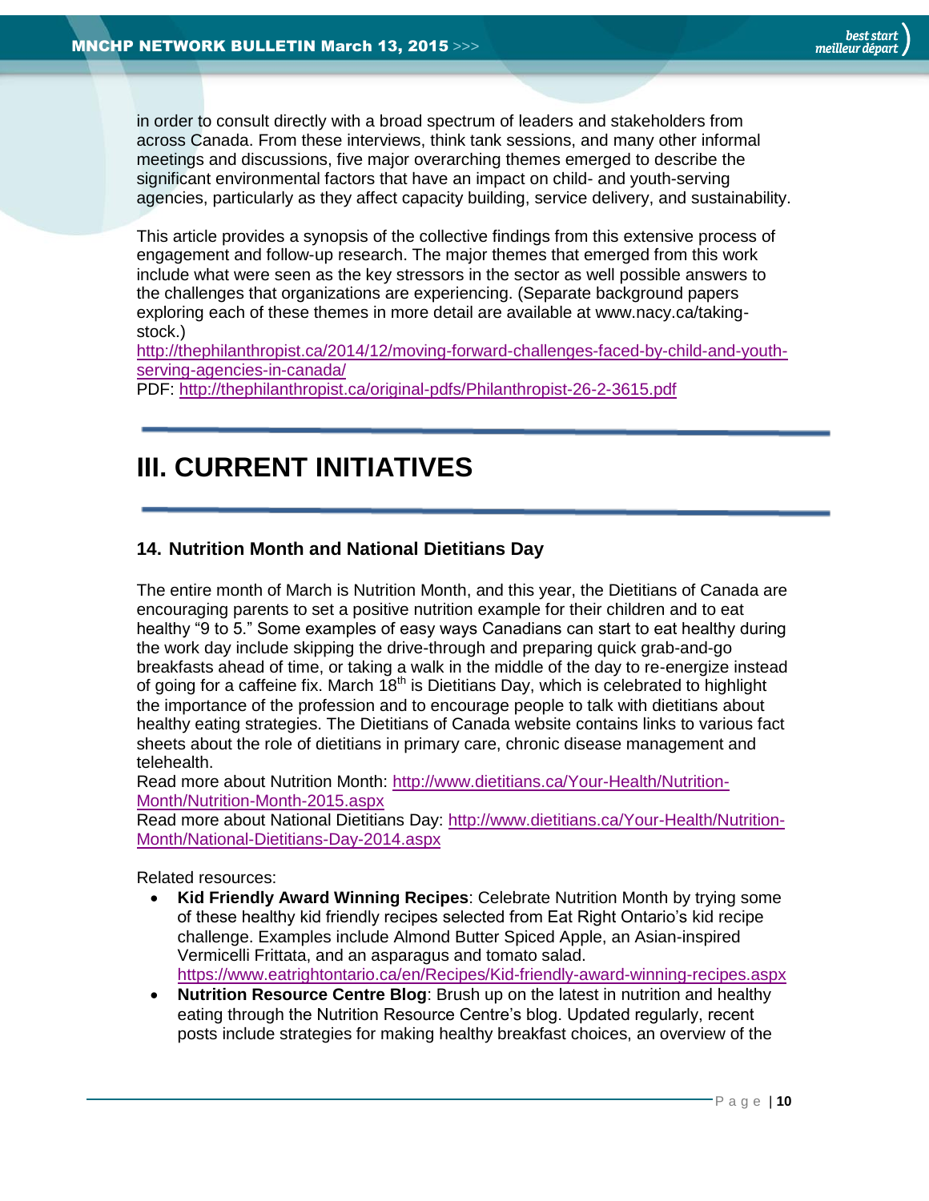in order to consult directly with a broad spectrum of leaders and stakeholders from across Canada. From these interviews, think tank sessions, and many other informal meetings and discussions, five major overarching themes emerged to describe the significant environmental factors that have an impact on child- and youth-serving agencies, particularly as they affect capacity building, service delivery, and sustainability.

This article provides a synopsis of the collective findings from this extensive process of engagement and follow-up research. The major themes that emerged from this work include what were seen as the key stressors in the sector as well possible answers to the challenges that organizations are experiencing. (Separate background papers exploring each of these themes in more detail are available at www.nacy.ca/taking-stock.)
http://thephilanthropist.ca/2014/12/moving-forward-challenges-faced-by-child-and-youth-serving-agencies-in-canada/
PDF: http://thephilanthropist.ca/original-pdfs/Philanthropist-26-2-3615.pdf

# III. CURRENT INITIATIVES

## 14. Nutrition Month and National Dietitians Day

The entire month of March is Nutrition Month, and this year, the Dietitians of Canada are encouraging parents to set a positive nutrition example for their children and to eat healthy "9 to 5." Some examples of easy ways Canadians can start to eat healthy during the work day include skipping the drive-through and preparing quick grab-and-go breakfasts ahead of time, or taking a walk in the middle of the day to re-energize instead of going for a caffeine fix. March 18th is Dietitians Day, which is celebrated to highlight the importance of the profession and to encourage people to talk with dietitians about healthy eating strategies. The Dietitians of Canada website contains links to various fact sheets about the role of dietitians in primary care, chronic disease management and telehealth.
Read more about Nutrition Month: http://www.dietitians.ca/Your-Health/Nutrition-Month/Nutrition-Month-2015.aspx
Read more about National Dietitians Day: http://www.dietitians.ca/Your-Health/Nutrition-Month/National-Dietitians-Day-2014.aspx

Related resources:

- **Kid Friendly Award Winning Recipes**: Celebrate Nutrition Month by trying some of these healthy kid friendly recipes selected from Eat Right Ontario's kid recipe challenge. Examples include Almond Butter Spiced Apple, an Asian-inspired Vermicelli Frittata, and an asparagus and tomato salad. https://www.eatrightontario.ca/en/Recipes/Kid-friendly-award-winning-recipes.aspx
- **Nutrition Resource Centre Blog**: Brush up on the latest in nutrition and healthy eating through the Nutrition Resource Centre's blog. Updated regularly, recent posts include strategies for making healthy breakfast choices, an overview of the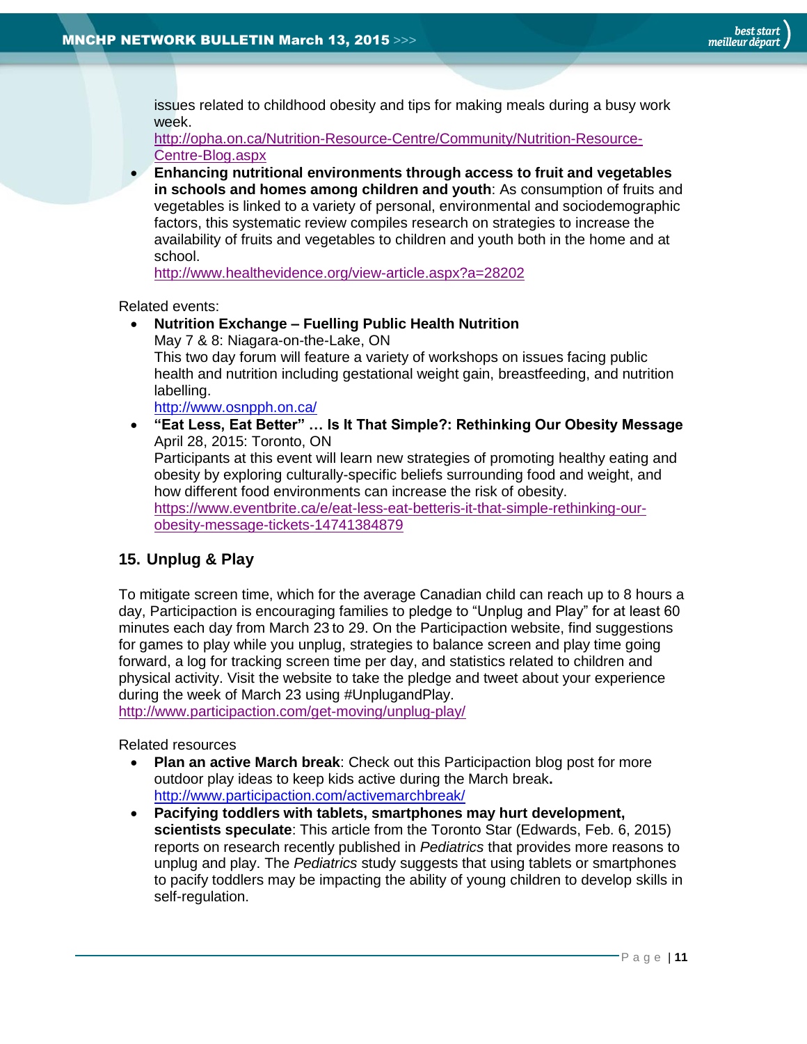issues related to childhood obesity and tips for making meals during a busy work week.
http://opha.on.ca/Nutrition-Resource-Centre/Community/Nutrition-Resource-Centre-Blog.aspx

- **Enhancing nutritional environments through access to fruit and vegetables in schools and homes among children and youth**: As consumption of fruits and vegetables is linked to a variety of personal, environmental and sociodemographic factors, this systematic review compiles research on strategies to increase the availability of fruits and vegetables to children and youth both in the home and at school.
http://www.healthevidence.org/view-article.aspx?a=28202

Related events:

- **Nutrition Exchange – Fuelling Public Health Nutrition**
May 7 & 8: Niagara-on-the-Lake, ON
This two day forum will feature a variety of workshops on issues facing public health and nutrition including gestational weight gain, breastfeeding, and nutrition labelling.
http://www.osnpph.on.ca/
- **"Eat Less, Eat Better" … Is It That Simple?: Rethinking Our Obesity Message**
April 28, 2015: Toronto, ON
Participants at this event will learn new strategies of promoting healthy eating and obesity by exploring culturally-specific beliefs surrounding food and weight, and how different food environments can increase the risk of obesity.
https://www.eventbrite.ca/e/eat-less-eat-betteris-it-that-simple-rethinking-our-obesity-message-tickets-14741384879

## 15. Unplug & Play

To mitigate screen time, which for the average Canadian child can reach up to 8 hours a day, Participaction is encouraging families to pledge to "Unplug and Play" for at least 60 minutes each day from March 23 to 29. On the Participaction website, find suggestions for games to play while you unplug, strategies to balance screen and play time going forward, a log for tracking screen time per day, and statistics related to children and physical activity. Visit the website to take the pledge and tweet about your experience during the week of March 23 using #UnplugandPlay.
http://www.participaction.com/get-moving/unplug-play/

Related resources

- **Plan an active March break**: Check out this Participaction blog post for more outdoor play ideas to keep kids active during the March break**.**
http://www.participaction.com/activemarchbreak/
- **Pacifying toddlers with tablets, smartphones may hurt development, scientists speculate**: This article from the Toronto Star (Edwards, Feb. 6, 2015) reports on research recently published in *Pediatrics* that provides more reasons to unplug and play. The *Pediatrics* study suggests that using tablets or smartphones to pacify toddlers may be impacting the ability of young children to develop skills in self-regulation.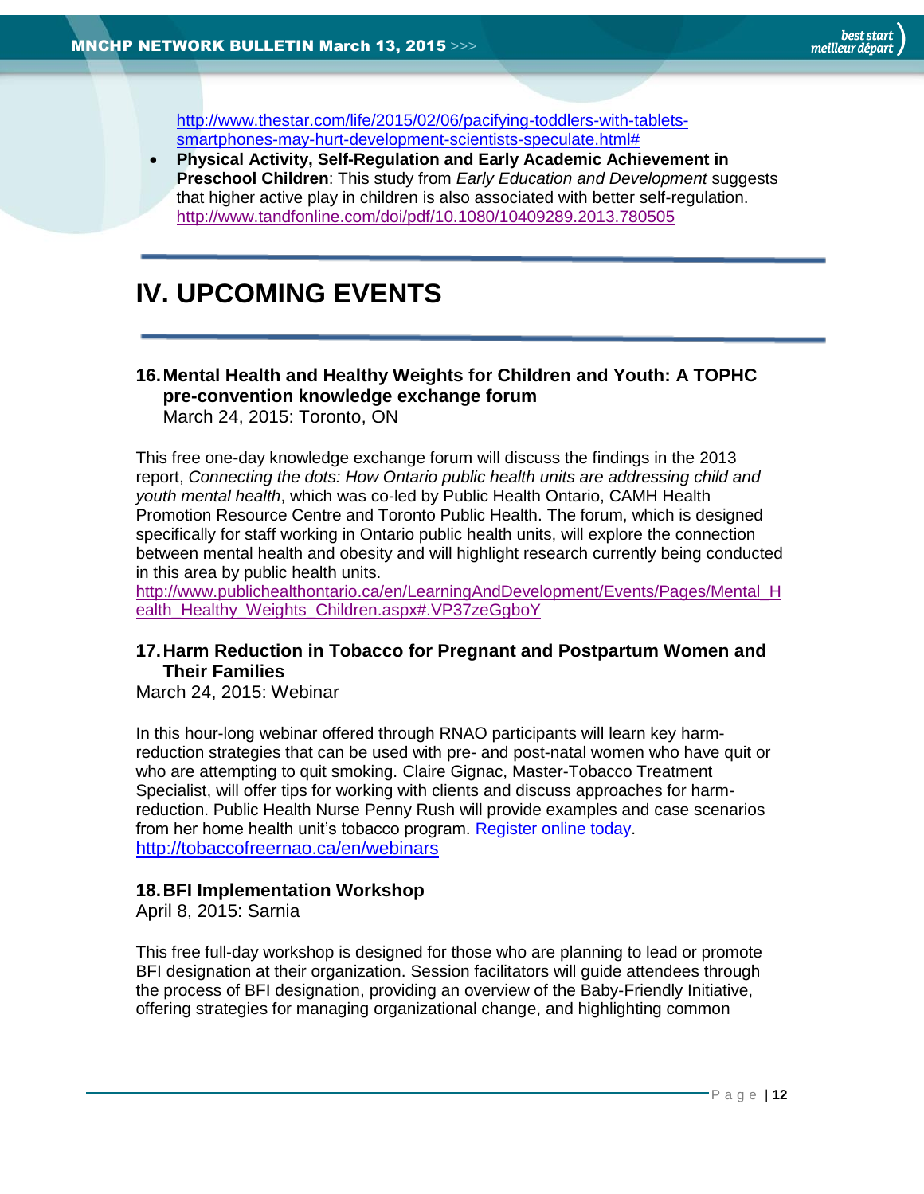http://www.thestar.com/life/2015/02/06/pacifying-toddlers-with-tablets-smartphones-may-hurt-development-scientists-speculate.html#

- **Physical Activity, Self-Regulation and Early Academic Achievement in Preschool Children**: This study from *Early Education and Development* suggests that higher active play in children is also associated with better self-regulation. http://www.tandfonline.com/doi/pdf/10.1080/10409289.2013.780505

# IV. UPCOMING EVENTS

### 16. Mental Health and Healthy Weights for Children and Youth: A TOPHC pre-convention knowledge exchange forum

March 24, 2015: Toronto, ON

This free one-day knowledge exchange forum will discuss the findings in the 2013 report, *Connecting the dots: How Ontario public health units are addressing child and youth mental health*, which was co-led by Public Health Ontario, CAMH Health Promotion Resource Centre and Toronto Public Health. The forum, which is designed specifically for staff working in Ontario public health units, will explore the connection between mental health and obesity and will highlight research currently being conducted in this area by public health units.
http://www.publichealthontario.ca/en/LearningAndDevelopment/Events/Pages/Mental_Health_Healthy_Weights_Children.aspx#.VP37zeGgboY

### 17. Harm Reduction in Tobacco for Pregnant and Postpartum Women and Their Families

March 24, 2015: Webinar

In this hour-long webinar offered through RNAO participants will learn key harm-reduction strategies that can be used with pre- and post-natal women who have quit or who are attempting to quit smoking. Claire Gignac, Master-Tobacco Treatment Specialist, will offer tips for working with clients and discuss approaches for harm-reduction. Public Health Nurse Penny Rush will provide examples and case scenarios from her home health unit's tobacco program. Register online today.
http://tobaccofreernao.ca/en/webinars

### 18. BFI Implementation Workshop

April 8, 2015: Sarnia

This free full-day workshop is designed for those who are planning to lead or promote BFI designation at their organization. Session facilitators will guide attendees through the process of BFI designation, providing an overview of the Baby-Friendly Initiative, offering strategies for managing organizational change, and highlighting common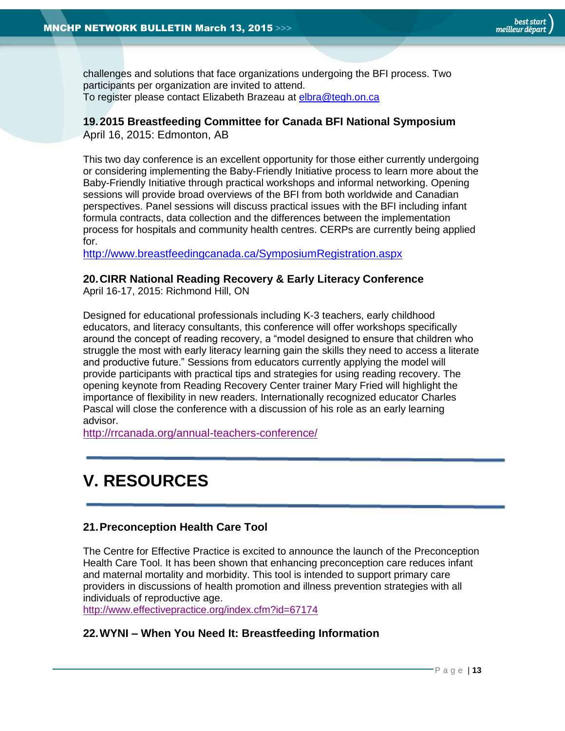challenges and solutions that face organizations undergoing the BFI process. Two participants per organization are invited to attend.
To register please contact Elizabeth Brazeau at elbra@tegh.on.ca

### 19. 2015 Breastfeeding Committee for Canada BFI National Symposium

April 16, 2015: Edmonton, AB

This two day conference is an excellent opportunity for those either currently undergoing or considering implementing the Baby-Friendly Initiative process to learn more about the Baby-Friendly Initiative through practical workshops and informal networking. Opening sessions will provide broad overviews of the BFI from both worldwide and Canadian perspectives. Panel sessions will discuss practical issues with the BFI including infant formula contracts, data collection and the differences between the implementation process for hospitals and community health centres. CERPs are currently being applied for.
http://www.breastfeedingcanada.ca/SymposiumRegistration.aspx

### 20. CIRR National Reading Recovery & Early Literacy Conference

April 16-17, 2015: Richmond Hill, ON

Designed for educational professionals including K-3 teachers, early childhood educators, and literacy consultants, this conference will offer workshops specifically around the concept of reading recovery, a "model designed to ensure that children who struggle the most with early literacy learning gain the skills they need to access a literate and productive future." Sessions from educators currently applying the model will provide participants with practical tips and strategies for using reading recovery. The opening keynote from Reading Recovery Center trainer Mary Fried will highlight the importance of flexibility in new readers. Internationally recognized educator Charles Pascal will close the conference with a discussion of his role as an early learning advisor.
http://rrcanada.org/annual-teachers-conference/

# V. RESOURCES

### 21. Preconception Health Care Tool

The Centre for Effective Practice is excited to announce the launch of the Preconception Health Care Tool. It has been shown that enhancing preconception care reduces infant and maternal mortality and morbidity. This tool is intended to support primary care providers in discussions of health promotion and illness prevention strategies with all individuals of reproductive age.
http://www.effectivepractice.org/index.cfm?id=67174

### 22. WYNI – When You Need It: Breastfeeding Information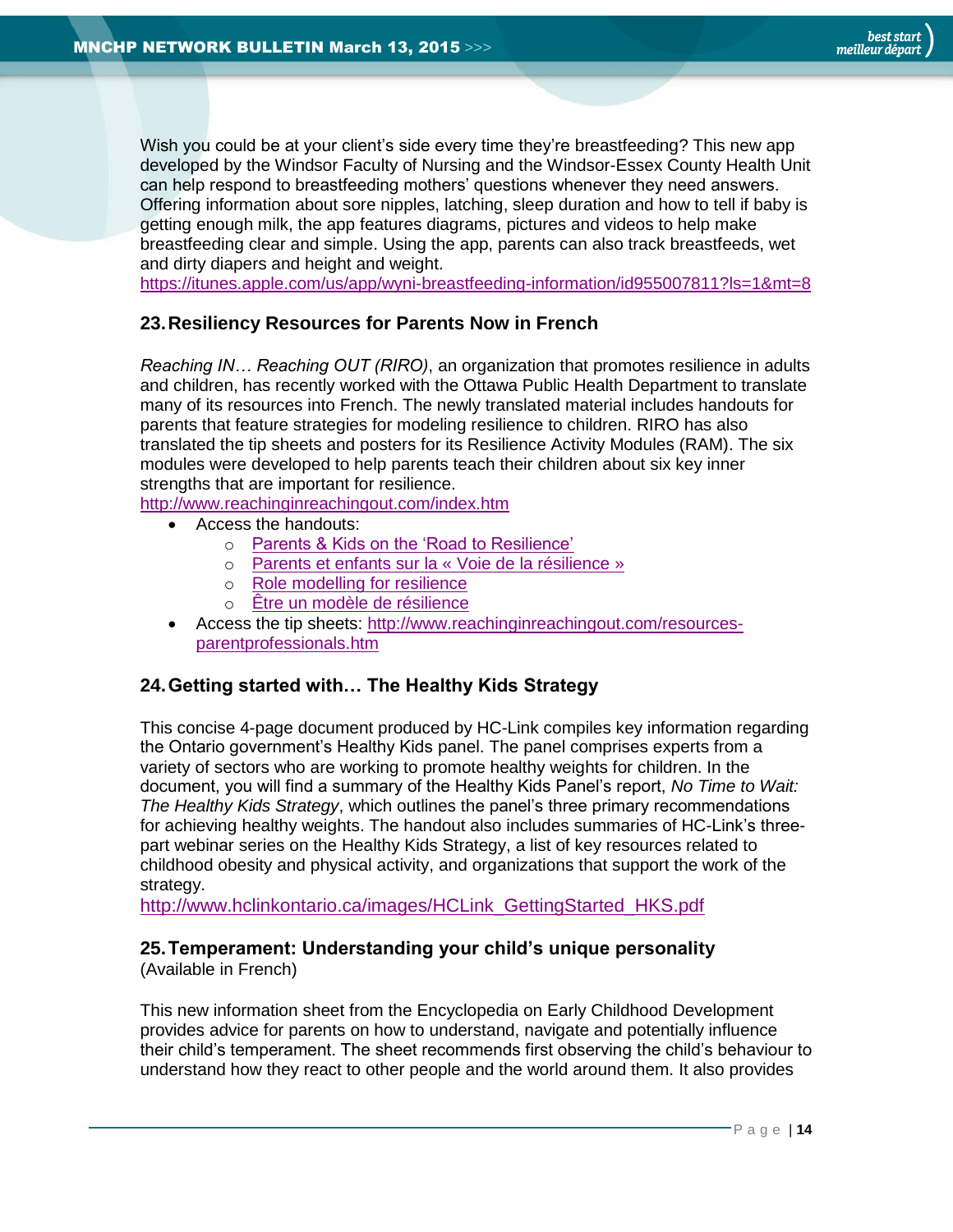Wish you could be at your client's side every time they're breastfeeding? This new app developed by the Windsor Faculty of Nursing and the Windsor-Essex County Health Unit can help respond to breastfeeding mothers' questions whenever they need answers. Offering information about sore nipples, latching, sleep duration and how to tell if baby is getting enough milk, the app features diagrams, pictures and videos to help make breastfeeding clear and simple. Using the app, parents can also track breastfeeds, wet and dirty diapers and height and weight.
https://itunes.apple.com/us/app/wyni-breastfeeding-information/id955007811?ls=1&mt=8

### 23. Resiliency Resources for Parents Now in French

*Reaching IN… Reaching OUT (RIRO)*, an organization that promotes resilience in adults and children, has recently worked with the Ottawa Public Health Department to translate many of its resources into French. The newly translated material includes handouts for parents that feature strategies for modeling resilience to children. RIRO has also translated the tip sheets and posters for its Resilience Activity Modules (RAM). The six modules were developed to help parents teach their children about six key inner strengths that are important for resilience.
http://www.reachinginreachingout.com/index.htm

- Access the handouts:
  - Parents & Kids on the 'Road to Resilience'
  - Parents et enfants sur la « Voie de la résilience »
  - Role modelling for resilience
  - Être un modèle de résilience
- Access the tip sheets: http://www.reachinginreachingout.com/resources-parentprofessionals.htm

### 24. Getting started with… The Healthy Kids Strategy

This concise 4-page document produced by HC-Link compiles key information regarding the Ontario government's Healthy Kids panel. The panel comprises experts from a variety of sectors who are working to promote healthy weights for children. In the document, you will find a summary of the Healthy Kids Panel's report, *No Time to Wait: The Healthy Kids Strategy*, which outlines the panel's three primary recommendations for achieving healthy weights. The handout also includes summaries of HC-Link's three-part webinar series on the Healthy Kids Strategy, a list of key resources related to childhood obesity and physical activity, and organizations that support the work of the strategy.
http://www.hclinkontario.ca/images/HCLink_GettingStarted_HKS.pdf

### 25. Temperament: Understanding your child's unique personality

(Available in French)

This new information sheet from the Encyclopedia on Early Childhood Development provides advice for parents on how to understand, navigate and potentially influence their child's temperament. The sheet recommends first observing the child's behaviour to understand how they react to other people and the world around them. It also provides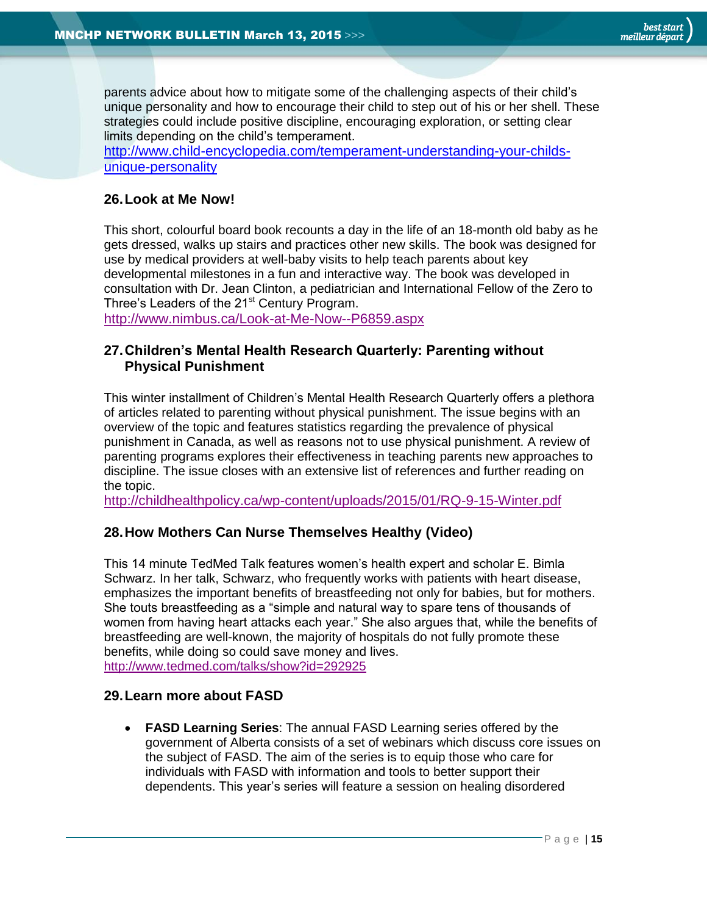parents advice about how to mitigate some of the challenging aspects of their child's unique personality and how to encourage their child to step out of his or her shell. These strategies could include positive discipline, encouraging exploration, or setting clear limits depending on the child's temperament.
http://www.child-encyclopedia.com/temperament-understanding-your-childs-unique-personality

### 26. Look at Me Now!

This short, colourful board book recounts a day in the life of an 18-month old baby as he gets dressed, walks up stairs and practices other new skills. The book was designed for use by medical providers at well-baby visits to help teach parents about key developmental milestones in a fun and interactive way. The book was developed in consultation with Dr. Jean Clinton, a pediatrician and International Fellow of the Zero to Three's Leaders of the 21st Century Program.
http://www.nimbus.ca/Look-at-Me-Now--P6859.aspx

### 27. Children's Mental Health Research Quarterly: Parenting without Physical Punishment

This winter installment of Children's Mental Health Research Quarterly offers a plethora of articles related to parenting without physical punishment. The issue begins with an overview of the topic and features statistics regarding the prevalence of physical punishment in Canada, as well as reasons not to use physical punishment. A review of parenting programs explores their effectiveness in teaching parents new approaches to discipline. The issue closes with an extensive list of references and further reading on the topic.
http://childhealthpolicy.ca/wp-content/uploads/2015/01/RQ-9-15-Winter.pdf

### 28. How Mothers Can Nurse Themselves Healthy (Video)

This 14 minute TedMed Talk features women's health expert and scholar E. Bimla Schwarz. In her talk, Schwarz, who frequently works with patients with heart disease, emphasizes the important benefits of breastfeeding not only for babies, but for mothers. She touts breastfeeding as a "simple and natural way to spare tens of thousands of women from having heart attacks each year." She also argues that, while the benefits of breastfeeding are well-known, the majority of hospitals do not fully promote these benefits, while doing so could save money and lives.
http://www.tedmed.com/talks/show?id=292925

### 29. Learn more about FASD

- **FASD Learning Series**: The annual FASD Learning series offered by the government of Alberta consists of a set of webinars which discuss core issues on the subject of FASD. The aim of the series is to equip those who care for individuals with FASD with information and tools to better support their dependents. This year's series will feature a session on healing disordered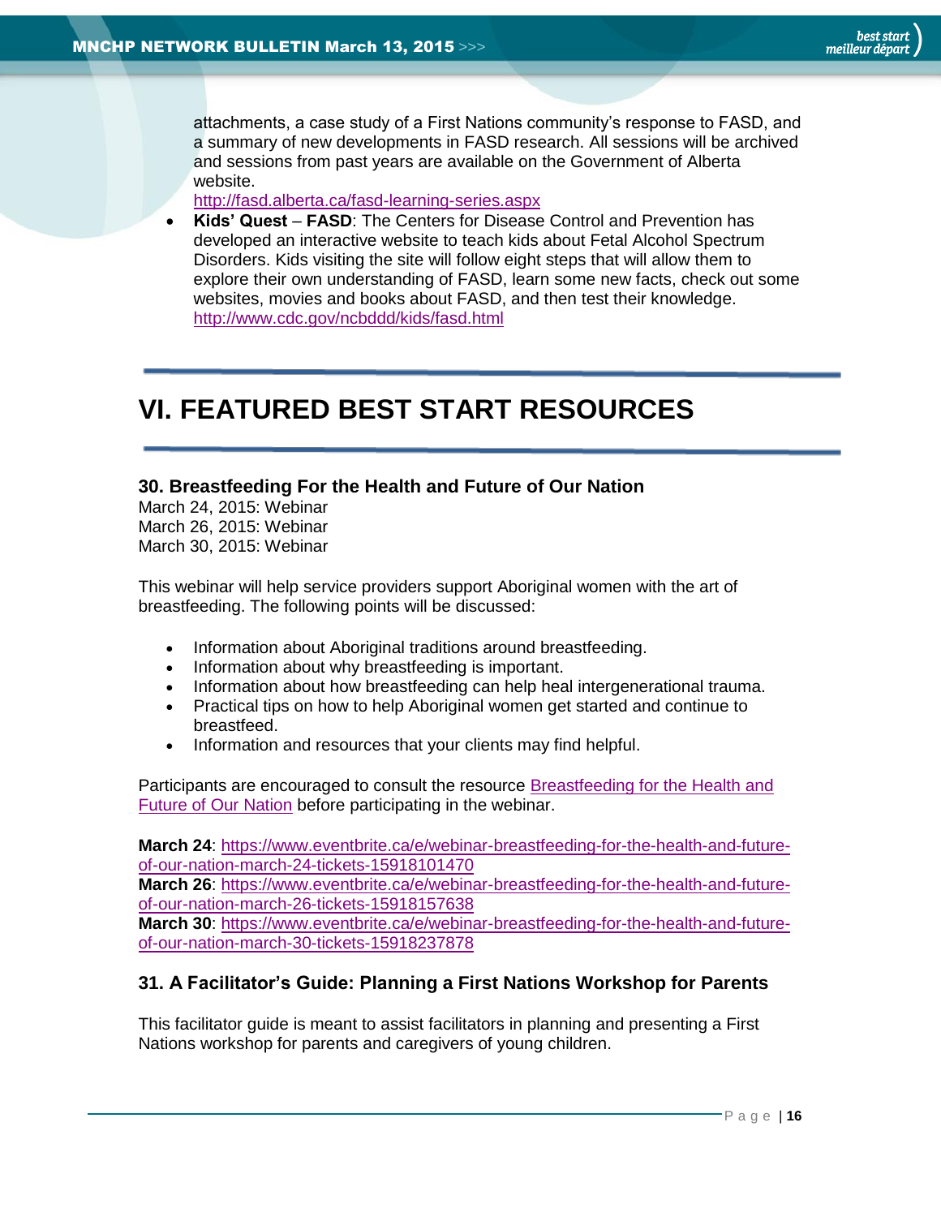attachments, a case study of a First Nations community's response to FASD, and a summary of new developments in FASD research. All sessions will be archived and sessions from past years are available on the Government of Alberta website.
http://fasd.alberta.ca/fasd-learning-series.aspx

- **Kids' Quest** – **FASD**: The Centers for Disease Control and Prevention has developed an interactive website to teach kids about Fetal Alcohol Spectrum Disorders. Kids visiting the site will follow eight steps that will allow them to explore their own understanding of FASD, learn some new facts, check out some websites, movies and books about FASD, and then test their knowledge.
http://www.cdc.gov/ncbddd/kids/fasd.html

# VI. FEATURED BEST START RESOURCES

### 30. Breastfeeding For the Health and Future of Our Nation

March 24, 2015: Webinar
March 26, 2015: Webinar
March 30, 2015: Webinar

This webinar will help service providers support Aboriginal women with the art of breastfeeding. The following points will be discussed:

- Information about Aboriginal traditions around breastfeeding.
- Information about why breastfeeding is important.
- Information about how breastfeeding can help heal intergenerational trauma.
- Practical tips on how to help Aboriginal women get started and continue to breastfeed.
- Information and resources that your clients may find helpful.

Participants are encouraged to consult the resource Breastfeeding for the Health and Future of Our Nation before participating in the webinar.

**March 24**: https://www.eventbrite.ca/e/webinar-breastfeeding-for-the-health-and-future-of-our-nation-march-24-tickets-15918101470
**March 26**: https://www.eventbrite.ca/e/webinar-breastfeeding-for-the-health-and-future-of-our-nation-march-26-tickets-15918157638
**March 30**: https://www.eventbrite.ca/e/webinar-breastfeeding-for-the-health-and-future-of-our-nation-march-30-tickets-15918237878

### 31. A Facilitator's Guide: Planning a First Nations Workshop for Parents

This facilitator guide is meant to assist facilitators in planning and presenting a First Nations workshop for parents and caregivers of young children.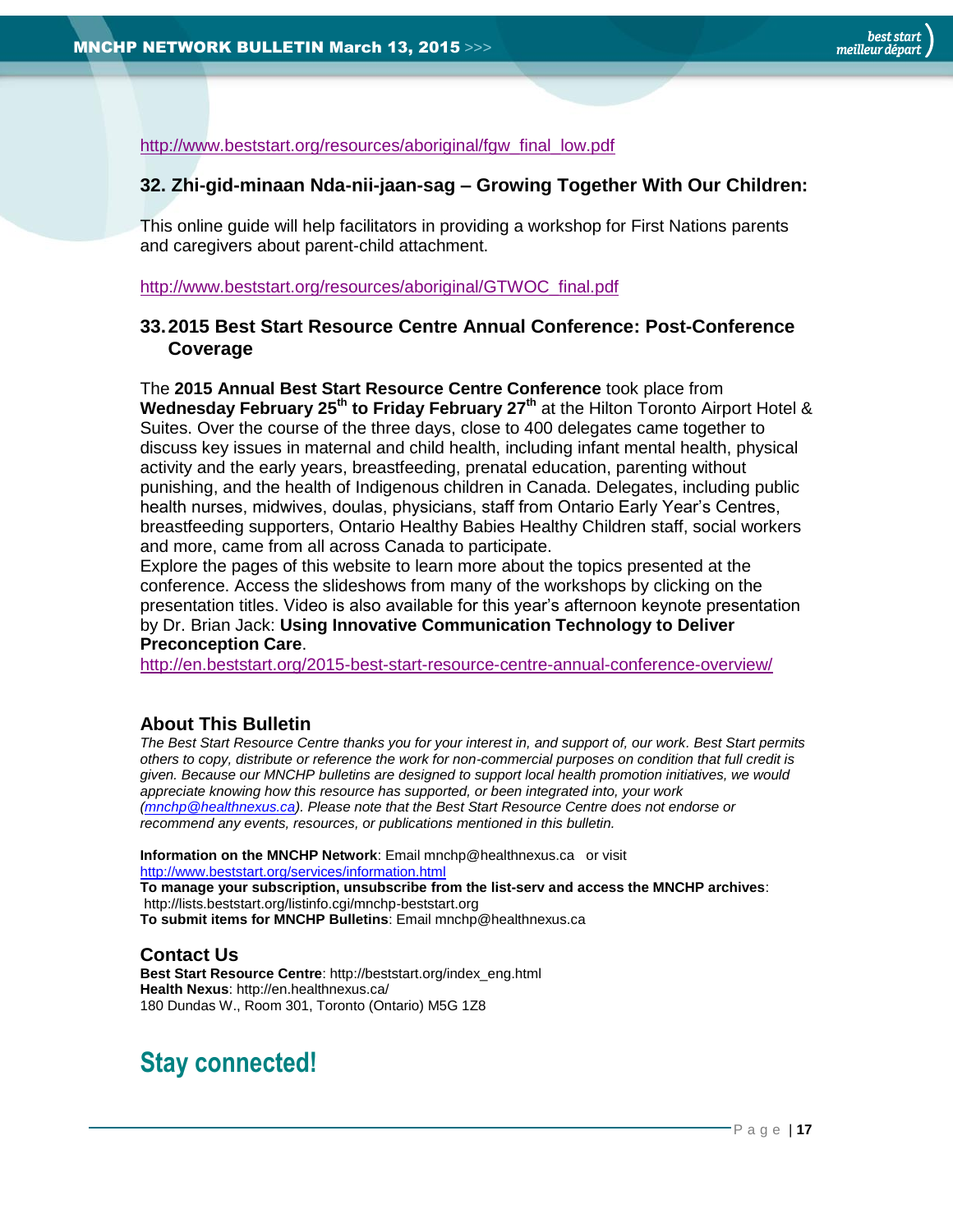http://www.beststart.org/resources/aboriginal/fgw_final_low.pdf

### 32. Zhi-gid-minaan Nda-nii-jaan-sag – Growing Together With Our Children:

This online guide will help facilitators in providing a workshop for First Nations parents and caregivers about parent-child attachment.

http://www.beststart.org/resources/aboriginal/GTWOC_final.pdf

### 33. 2015 Best Start Resource Centre Annual Conference: Post-Conference Coverage

The **2015 Annual Best Start Resource Centre Conference** took place from **Wednesday February 25th to Friday February 27th** at the Hilton Toronto Airport Hotel & Suites. Over the course of the three days, close to 400 delegates came together to discuss key issues in maternal and child health, including infant mental health, physical activity and the early years, breastfeeding, prenatal education, parenting without punishing, and the health of Indigenous children in Canada. Delegates, including public health nurses, midwives, doulas, physicians, staff from Ontario Early Year's Centres, breastfeeding supporters, Ontario Healthy Babies Healthy Children staff, social workers and more, came from all across Canada to participate.
Explore the pages of this website to learn more about the topics presented at the conference. Access the slideshows from many of the workshops by clicking on the presentation titles. Video is also available for this year's afternoon keynote presentation by Dr. Brian Jack: **Using Innovative Communication Technology to Deliver Preconception Care**.
http://en.beststart.org/2015-best-start-resource-centre-annual-conference-overview/

## About This Bulletin

*The Best Start Resource Centre thanks you for your interest in, and support of, our work. Best Start permits others to copy, distribute or reference the work for non-commercial purposes on condition that full credit is given. Because our MNCHP bulletins are designed to support local health promotion initiatives, we would appreciate knowing how this resource has supported, or been integrated into, your work (mnchp@healthnexus.ca). Please note that the Best Start Resource Centre does not endorse or recommend any events, resources, or publications mentioned in this bulletin.*

**Information on the MNCHP Network**: Email mnchp@healthnexus.ca or visit http://www.beststart.org/services/information.html
**To manage your subscription, unsubscribe from the list-serv and access the MNCHP archives**: http://lists.beststart.org/listinfo.cgi/mnchp-beststart.org
**To submit items for MNCHP Bulletins**: Email mnchp@healthnexus.ca

## Contact Us

**Best Start Resource Centre**: http://beststart.org/index_eng.html
**Health Nexus**: http://en.healthnexus.ca/
180 Dundas W., Room 301, Toronto (Ontario) M5G 1Z8

# Stay connected!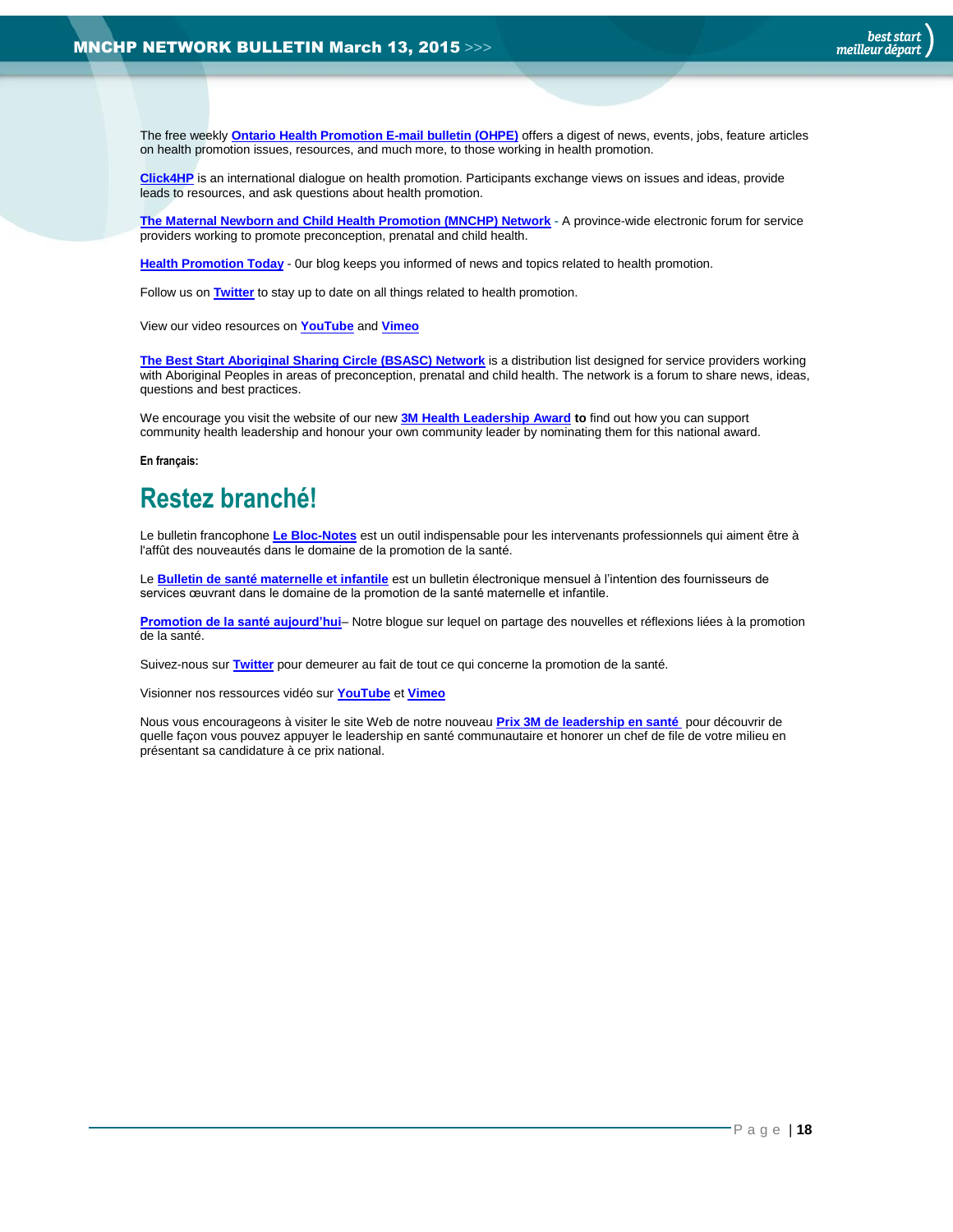The free weekly **Ontario Health Promotion E-mail bulletin (OHPE)** offers a digest of news, events, jobs, feature articles on health promotion issues, resources, and much more, to those working in health promotion.

**Click4HP** is an international dialogue on health promotion. Participants exchange views on issues and ideas, provide leads to resources, and ask questions about health promotion.

**The Maternal Newborn and Child Health Promotion (MNCHP) Network** - A province-wide electronic forum for service providers working to promote preconception, prenatal and child health.

**Health Promotion Today** - 0ur blog keeps you informed of news and topics related to health promotion.

Follow us on **Twitter** to stay up to date on all things related to health promotion.

View our video resources on **YouTube** and **Vimeo**

**The Best Start Aboriginal Sharing Circle (BSASC) Network** is a distribution list designed for service providers working with Aboriginal Peoples in areas of preconception, prenatal and child health. The network is a forum to share news, ideas, questions and best practices.

We encourage you visit the website of our new **3M Health Leadership Award** **to** find out how you can support community health leadership and honour your own community leader by nominating them for this national award.

**En français:**

# Restez branché!

Le bulletin francophone **Le Bloc-Notes** est un outil indispensable pour les intervenants professionnels qui aiment être à l'affût des nouveautés dans le domaine de la promotion de la santé.

Le **Bulletin de santé maternelle et infantile** est un bulletin électronique mensuel à l'intention des fournisseurs de services œuvrant dans le domaine de la promotion de la santé maternelle et infantile.

**Promotion de la santé aujourd'hui**– Notre blogue sur lequel on partage des nouvelles et réflexions liées à la promotion de la santé.

Suivez-nous sur **Twitter** pour demeurer au fait de tout ce qui concerne la promotion de la santé.

Visionner nos ressources vidéo sur **YouTube** et **Vimeo**

Nous vous encourageons à visiter le site Web de notre nouveau **Prix 3M de leadership en santé** pour découvrir de quelle façon vous pouvez appuyer le leadership en santé communautaire et honorer un chef de file de votre milieu en présentant sa candidature à ce prix national.